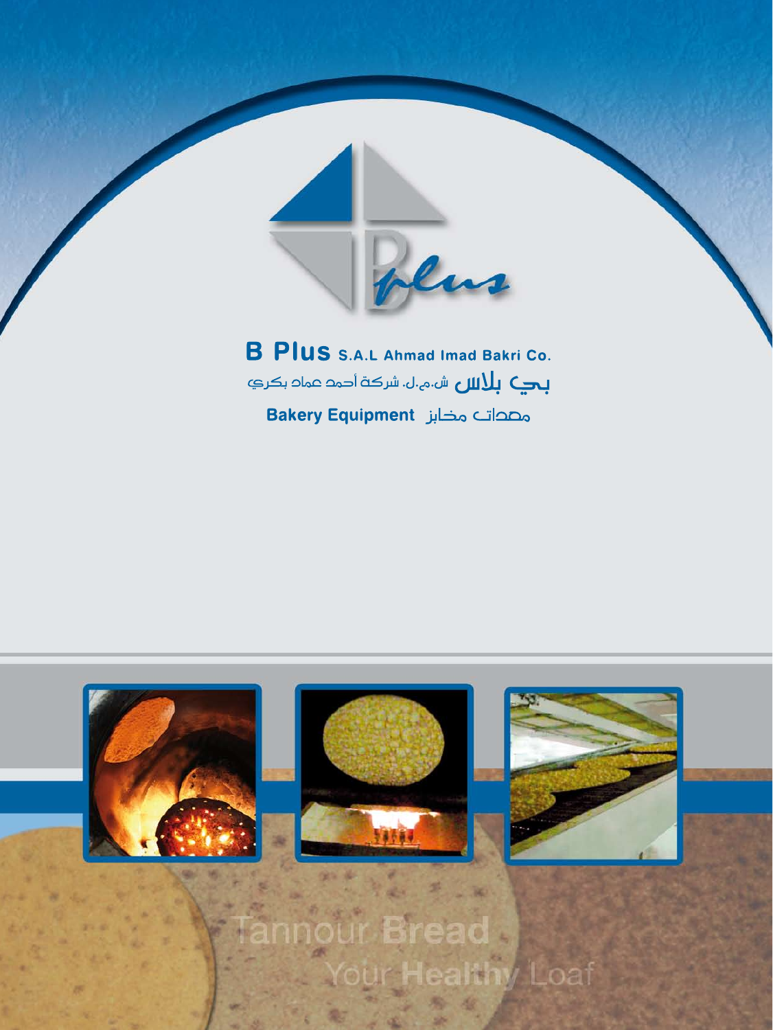# B Plus S.A.L Ahmad Imad Bakri Co.

بي بلاس ش.م.ل. شركة أحمد عماد بكري

**Bakery Equipment** معدات مخابز

Tannour **Bread**

Your **Healthy** Loaf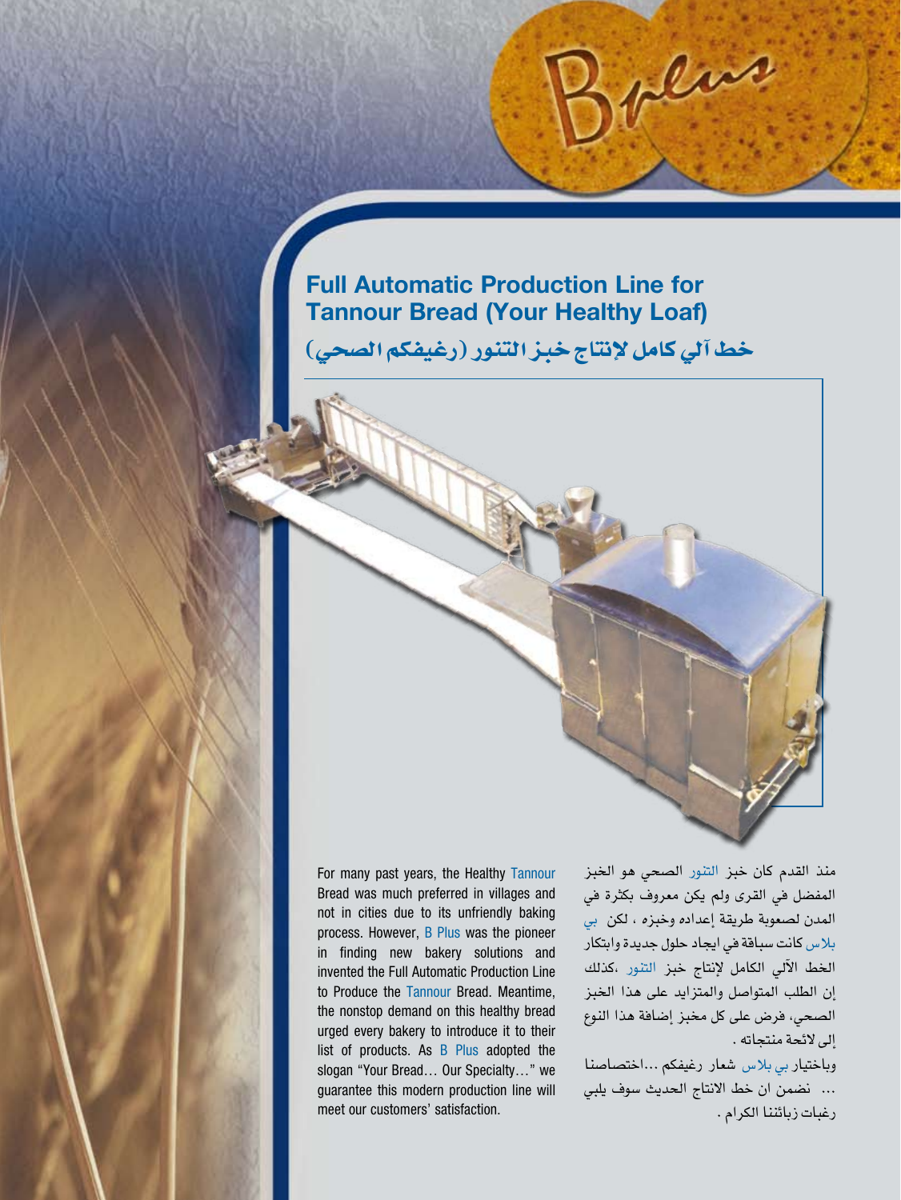## Full Automatic Production Line for Tannour Bread (Your Healthy Loaf)

## خط آلي كامل لإنتاج خبز التنور (رغيفكم الصحي)

For many past years, the Healthy Tannour Bread was much preferred in villages and not in cities due to its unfriendly baking process. However, B Plus was the pioneer in finding new bakery solutions and invented the Full Automatic Production Line to Produce the Tannour Bread. Meantime, the nonstop demand on this healthy bread urged every bakery to introduce it to their list of products. As B Plus adopted the slogan "Your Bread… Our Specialty…" we guarantee this modern production line will meet our customers' satisfaction.

منذ القدم كان خبز التنور الصحي هو الخبز المفضل في القرى ولم يكن معروف بكثرة في المدن لصعوبة طريقة إعداده وخبزه ، لكن بي بلاس كانت سباقة في ايجاد حلول جديدة وابتكار الخط الآلي الكامل لإنتاج خبز التنور ،كذلك إن الطلب المتواصل والمتزايد على هذا الخبز الصحي، فرض على كل مخبز إضافة هذا النوع إلى لائحة منتجاته .

وباختيار بي بلاس شعار رغيفكم ...اختصاصنا ... نضمن ان خط الانتاج الحديث سوف يلبي رغبات زبائننا الكرام .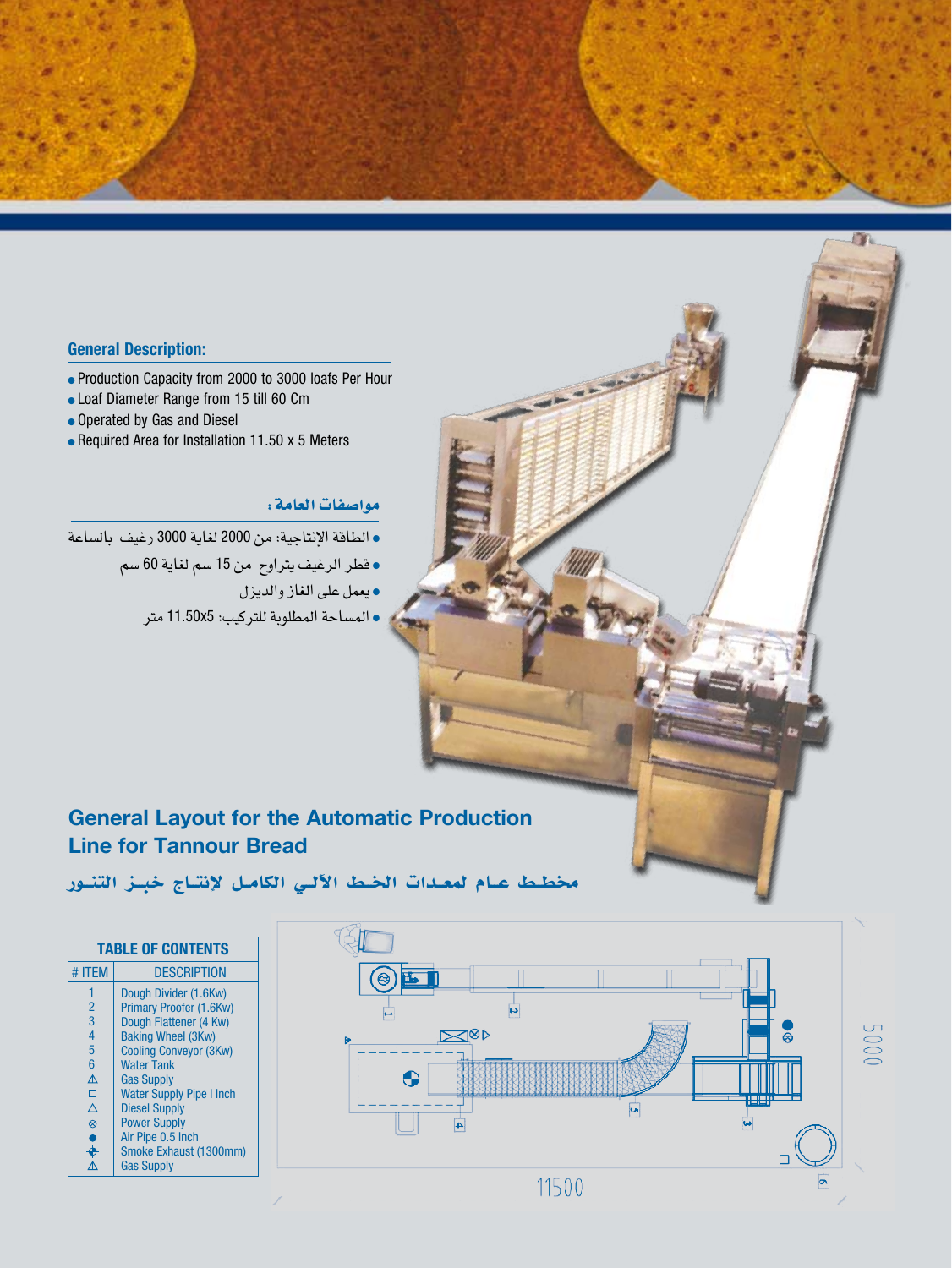## General Description:

- Production Capacity from 2000 to 3000 loafs Per Hour
- Loaf Diameter Range from 15 till 60 Cm
- Operated by Gas and Diesel
- Required Area for Installation 11.50 x 5 Meters

## مواصفات العامة:

- الطاقة الإنتاجية: من 2000 لغاية 3000 رغيف بالساعة
- قطر الرغيف يتراوح من 15 سم لغاية 60 سم
- يعمل على الغاز والديزل
- المساحة المطلوبة للتركيب: 11.50x5 متر

# General Layout for the Automatic Production Line for Tannour Bread

# مخطط عام لمعدات الخط الآلي الكامل لإنتاج خبز التنور

| TABLE OF CONTENTS | |
|---|---|
| # ITEM | DESCRIPTION |
| 1 | Dough Divider (1.6Kw) |
| 2 | Primary Proofer (1.6Kw) |
| 3 | Dough Flattener (4 Kw) |
| 4 | Baking Wheel (3Kw) |
| 5 | Cooling Conveyor (3Kw) |
| 6 | Water Tank |
| ⚠ | Gas Supply |
| □ | Water Supply Pipe I Inch |
| △ | Diesel Supply |
| ⊗ | Power Supply |
| ● | Air Pipe 0.5 Inch |
| ⌖ | Smoke Exhaust (1300mm) |
| ⚠ | Gas Supply |

5000

11500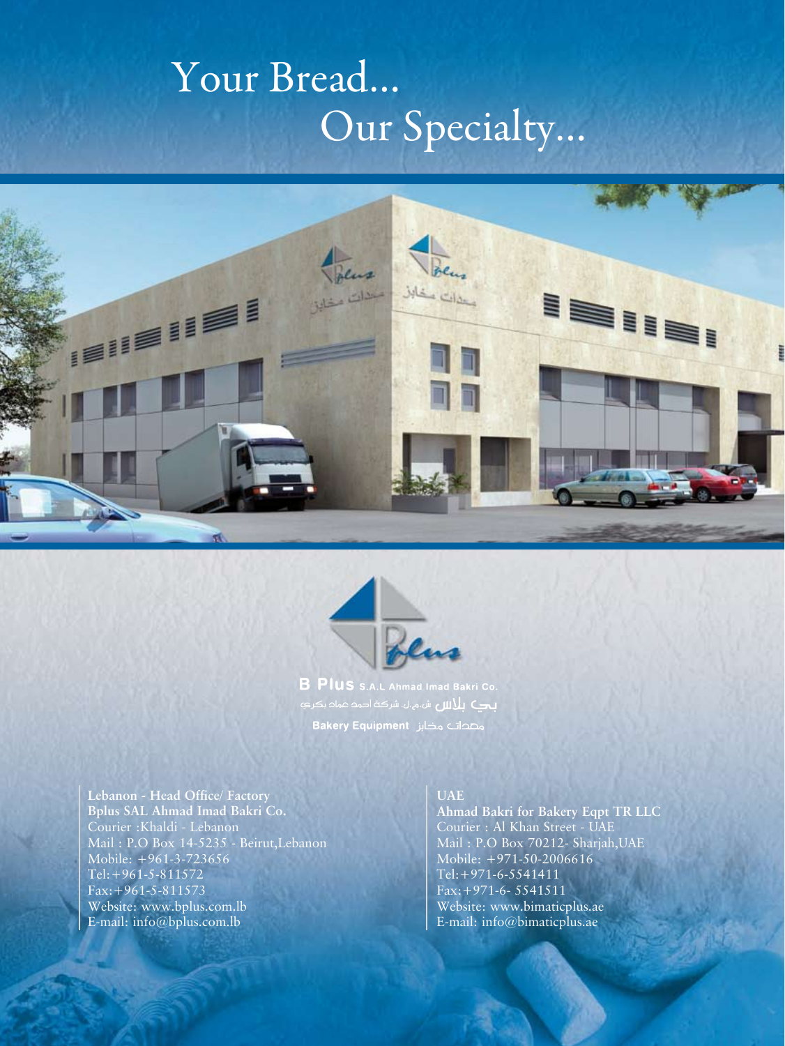# Your Bread...
# Our Specialty...

**B Plus** S.A.L Ahmad Imad Bakri Co.

بي بلاس ش.م.ل. شركة أحمد عماد بكري

**Bakery Equipment** معدات مخابز

**Lebanon - Head Office/ Factory**
**Bplus SAL Ahmad Imad Bakri Co.**
Courier :Khaldi - Lebanon
Mail : P.O Box 14-5235 - Beirut,Lebanon
Mobile: +961-3-723656
Tel:+961-5-811572
Fax:+961-5-811573
Website: www.bplus.com.lb
E-mail: info@bplus.com.lb

**UAE**
**Ahmad Bakri for Bakery Eqpt TR LLC**
Courier : Al Khan Street - UAE
Mail : P.O Box 70212- Sharjah,UAE
Mobile: +971-50-2006616
Tel:+971-6-5541411
Fax:+971-6- 5541511
Website: www.bimaticplus.ae
E-mail: info@bimaticplus.ae